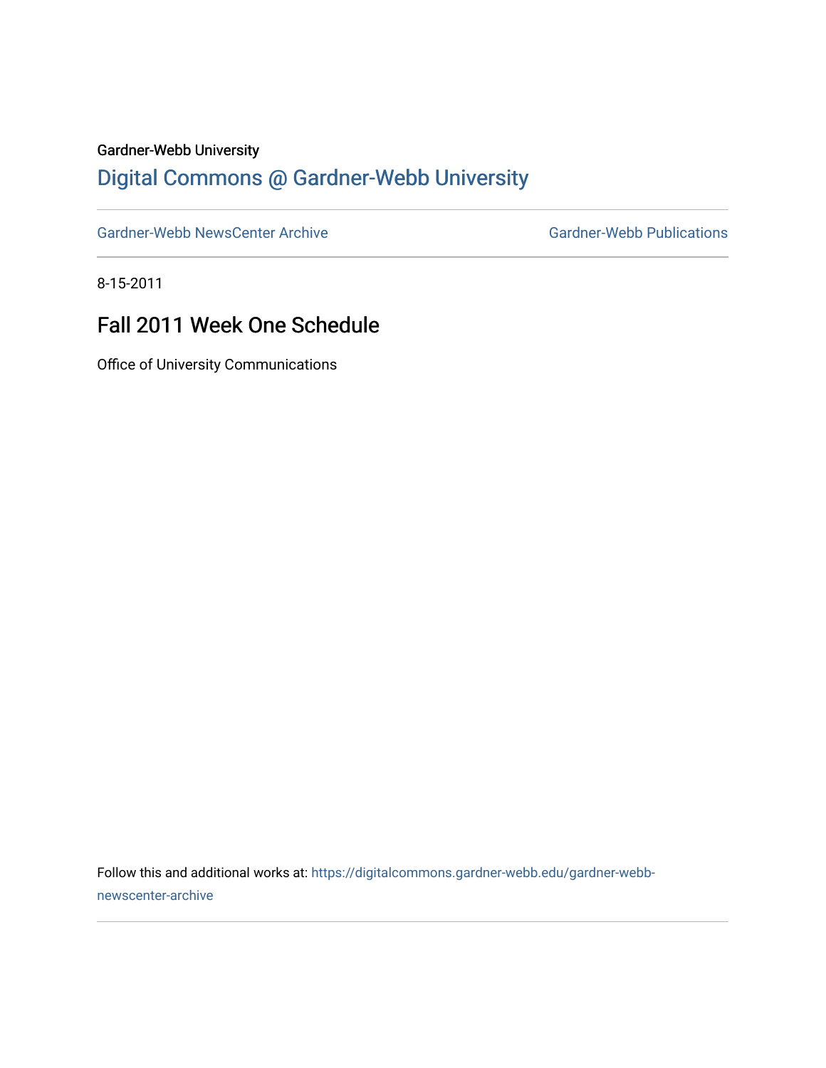Gardner-Webb University

# Digital Commons @ Gardner-Webb University

Gardner-Webb NewsCenter Archive

Gardner-Webb Publications

8-15-2011

## Fall 2011 Week One Schedule

Office of University Communications

Follow this and additional works at: https://digitalcommons.gardner-webb.edu/gardner-webb-newscenter-archive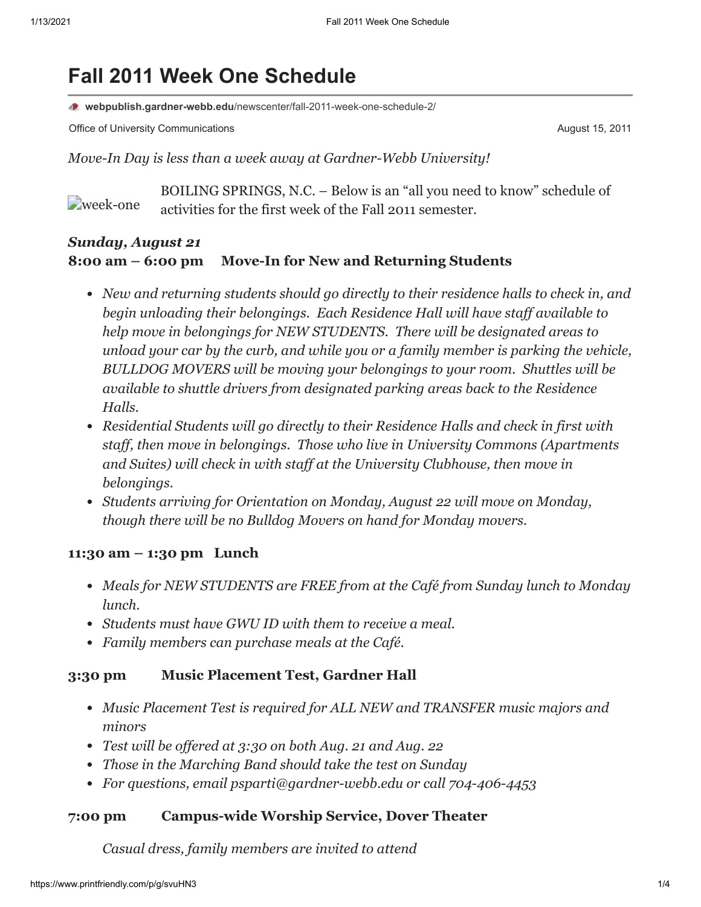# Fall 2011 Week One Schedule

**webpublish.gardner-webb.edu**/newscenter/fall-2011-week-one-schedule-2/

Office of University Communications

August 15, 2011

*Move-In Day is less than a week away at Gardner-Webb University!*

week-one

BOILING SPRINGS, N.C. – Below is an "all you need to know" schedule of activities for the first week of the Fall 2011 semester.

### *Sunday, August 21*

### 8:00 am – 6:00 pm Move-In for New and Returning Students

- *New and returning students should go directly to their residence halls to check in, and begin unloading their belongings. Each Residence Hall will have staff available to help move in belongings for NEW STUDENTS. There will be designated areas to unload your car by the curb, and while you or a family member is parking the vehicle, BULLDOG MOVERS will be moving your belongings to your room. Shuttles will be available to shuttle drivers from designated parking areas back to the Residence Halls.*
- *Residential Students will go directly to their Residence Halls and check in first with staff, then move in belongings. Those who live in University Commons (Apartments and Suites) will check in with staff at the University Clubhouse, then move in belongings.*
- *Students arriving for Orientation on Monday, August 22 will move on Monday, though there will be no Bulldog Movers on hand for Monday movers.*

#### 11:30 am – 1:30 pm Lunch

- *Meals for NEW STUDENTS are FREE from at the Café from Sunday lunch to Monday lunch.*
- *Students must have GWU ID with them to receive a meal.*
- *Family members can purchase meals at the Café.*

#### 3:30 pm Music Placement Test, Gardner Hall

- *Music Placement Test is required for ALL NEW and TRANSFER music majors and minors*
- *Test will be offered at 3:30 on both Aug. 21 and Aug. 22*
- *Those in the Marching Band should take the test on Sunday*
- *For questions, email psparti@gardner-webb.edu or call 704-406-4453*

#### 7:00 pm Campus-wide Worship Service, Dover Theater

*Casual dress, family members are invited to attend*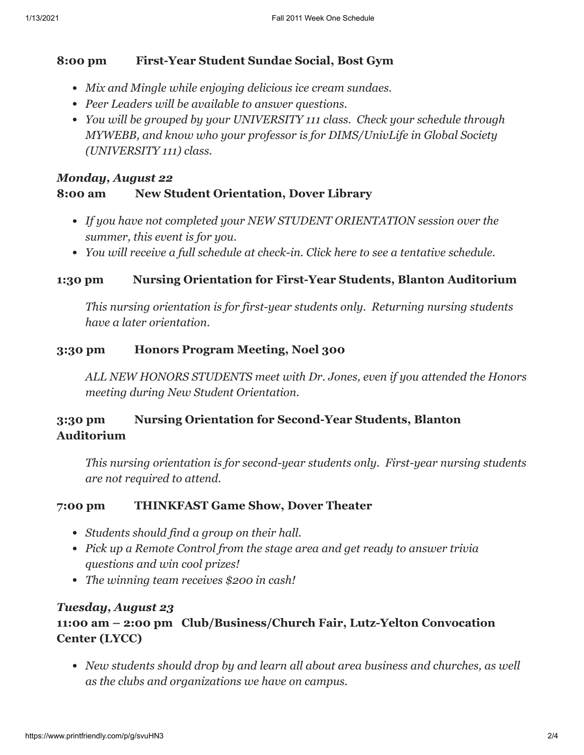**8:00 pm First-Year Student Sundae Social, Bost Gym**

- *Mix and Mingle while enjoying delicious ice cream sundaes.*
- *Peer Leaders will be available to answer questions.*
- *You will be grouped by your UNIVERSITY 111 class. Check your schedule through MYWEBB, and know who your professor is for DIMS/UnivLife in Global Society (UNIVERSITY 111) class.*

***Monday, August 22***

**8:00 am New Student Orientation, Dover Library**

- *If you have not completed your NEW STUDENT ORIENTATION session over the summer, this event is for you.*
- *You will receive a full schedule at check-in. Click here to see a tentative schedule.*

**1:30 pm Nursing Orientation for First-Year Students, Blanton Auditorium**

*This nursing orientation is for first-year students only. Returning nursing students have a later orientation.*

**3:30 pm Honors Program Meeting, Noel 300**

*ALL NEW HONORS STUDENTS meet with Dr. Jones, even if you attended the Honors meeting during New Student Orientation.*

**3:30 pm Nursing Orientation for Second-Year Students, Blanton Auditorium**

*This nursing orientation is for second-year students only. First-year nursing students are not required to attend.*

**7:00 pm THINKFAST Game Show, Dover Theater**

- *Students should find a group on their hall.*
- *Pick up a Remote Control from the stage area and get ready to answer trivia questions and win cool prizes!*
- *The winning team receives $200 in cash!*

***Tuesday, August 23***

**11:00 am – 2:00 pm Club/Business/Church Fair, Lutz-Yelton Convocation Center (LYCC)**

- *New students should drop by and learn all about area business and churches, as well as the clubs and organizations we have on campus.*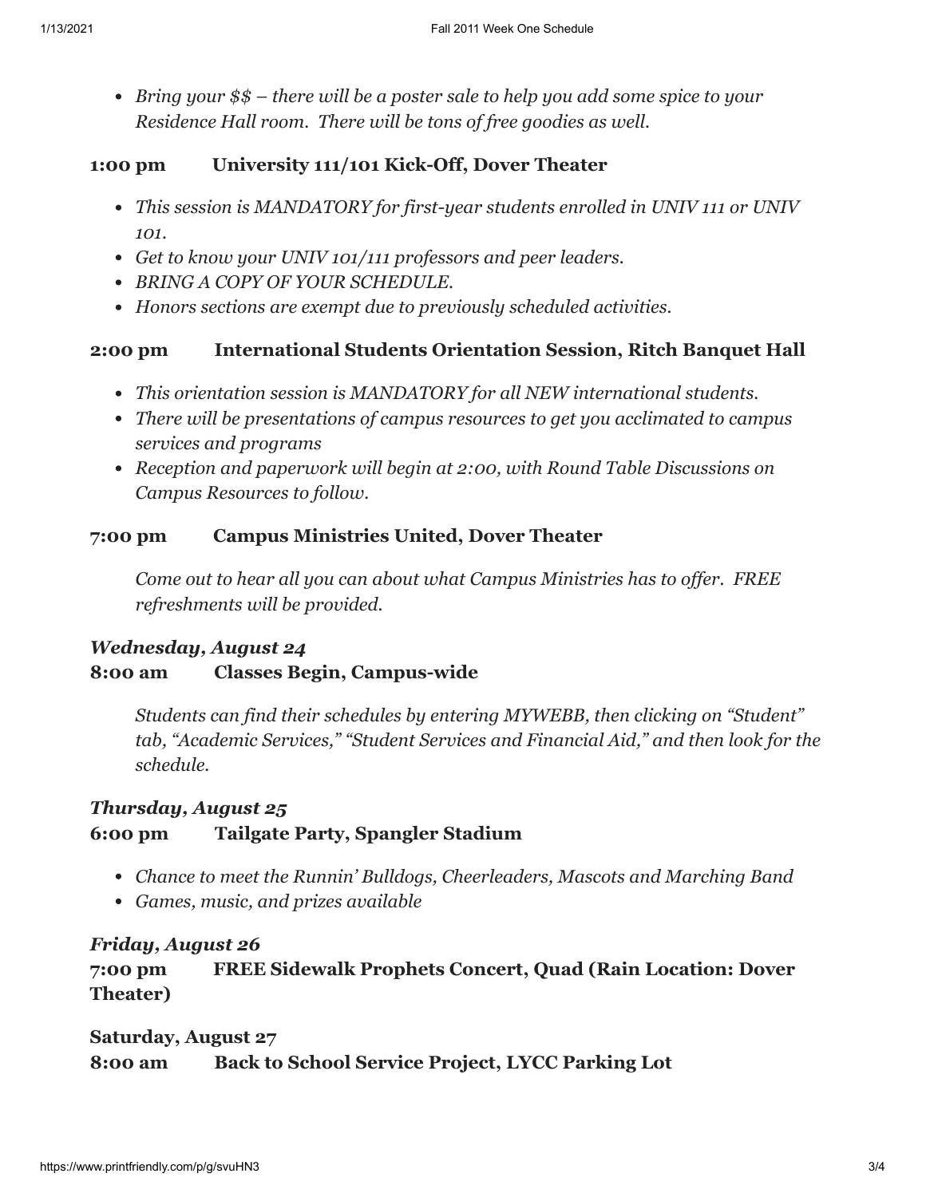- *Bring your $$ – there will be a poster sale to help you add some spice to your Residence Hall room. There will be tons of free goodies as well.*

**1:00 pm University 111/101 Kick-Off, Dover Theater**

- *This session is MANDATORY for first-year students enrolled in UNIV 111 or UNIV 101.*
- *Get to know your UNIV 101/111 professors and peer leaders.*
- *BRING A COPY OF YOUR SCHEDULE.*
- *Honors sections are exempt due to previously scheduled activities.*

**2:00 pm International Students Orientation Session, Ritch Banquet Hall**

- *This orientation session is MANDATORY for all NEW international students.*
- *There will be presentations of campus resources to get you acclimated to campus services and programs*
- *Reception and paperwork will begin at 2:00, with Round Table Discussions on Campus Resources to follow.*

**7:00 pm Campus Ministries United, Dover Theater**

*Come out to hear all you can about what Campus Ministries has to offer. FREE refreshments will be provided.*

***Wednesday, August 24***

**8:00 am Classes Begin, Campus-wide**

*Students can find their schedules by entering MYWEBB, then clicking on "Student" tab, "Academic Services," "Student Services and Financial Aid," and then look for the schedule.*

***Thursday, August 25***

**6:00 pm Tailgate Party, Spangler Stadium**

- *Chance to meet the Runnin' Bulldogs, Cheerleaders, Mascots and Marching Band*
- *Games, music, and prizes available*

***Friday, August 26***

**7:00 pm FREE Sidewalk Prophets Concert, Quad (Rain Location: Dover Theater)**

**Saturday, August 27**

**8:00 am Back to School Service Project, LYCC Parking Lot**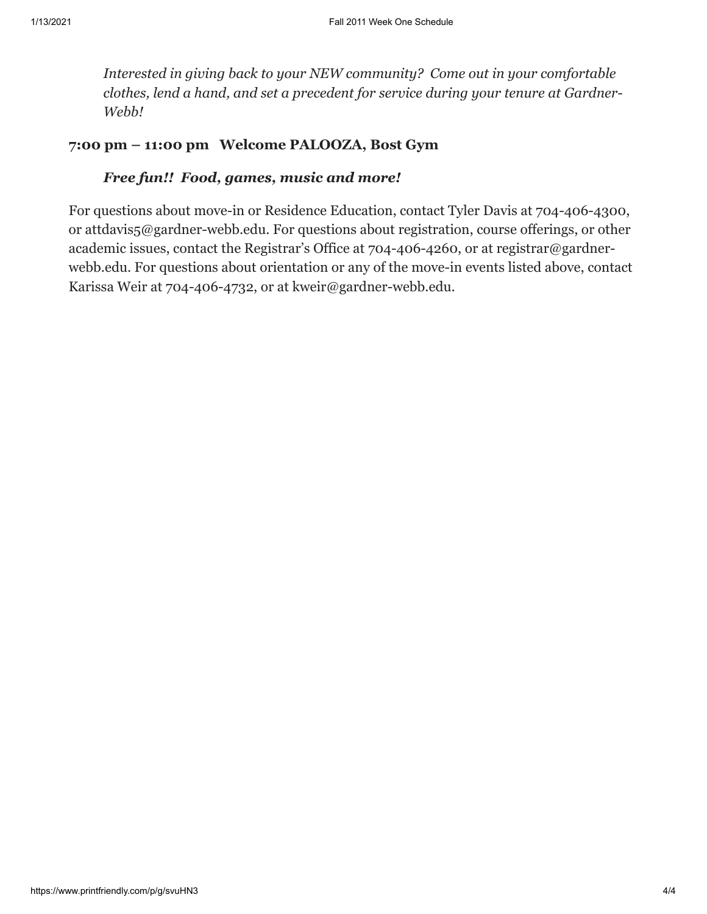*Interested in giving back to your NEW community? Come out in your comfortable clothes, lend a hand, and set a precedent for service during your tenure at Gardner-Webb!*

**7:00 pm – 11:00 pm Welcome PALOOZA, Bost Gym**

***Free fun!! Food, games, music and more!***

For questions about move-in or Residence Education, contact Tyler Davis at 704-406-4300, or attdavis5@gardner-webb.edu. For questions about registration, course offerings, or other academic issues, contact the Registrar's Office at 704-406-4260, or at registrar@gardner-webb.edu. For questions about orientation or any of the move-in events listed above, contact Karissa Weir at 704-406-4732, or at kweir@gardner-webb.edu.